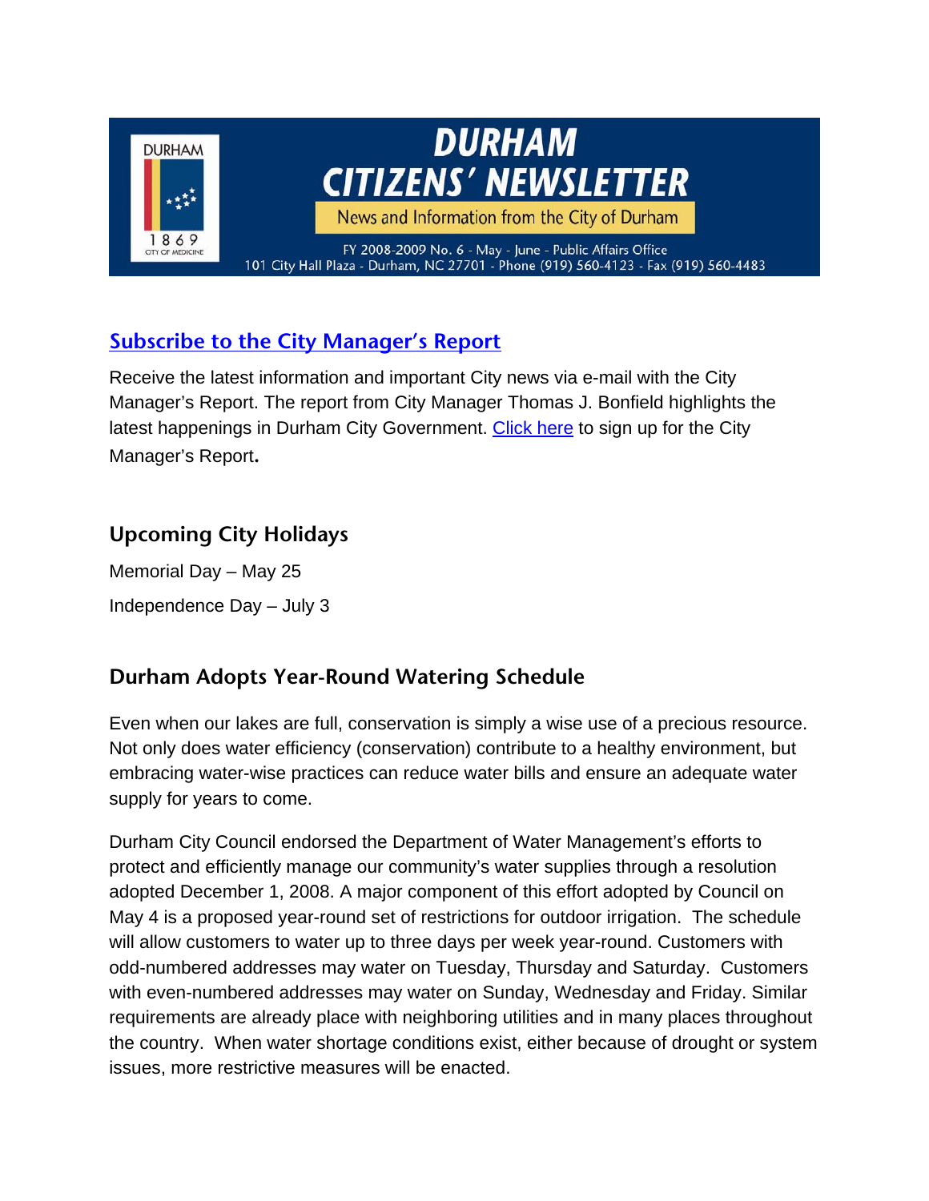# DURHAM CITIZENS' NEWSLETTER

News and Information from the City of Durham

FY 2008-2009 No. 6 - May - June - Public Affairs Office
101 City Hall Plaza - Durham, NC 27701 - Phone (919) 560-4123 - Fax (919) 560-4483

## Subscribe to the City Manager's Report

Receive the latest information and important City news via e-mail with the City Manager's Report. The report from City Manager Thomas J. Bonfield highlights the latest happenings in Durham City Government. Click here to sign up for the City Manager's Report**.**

## Upcoming City Holidays

Memorial Day – May 25

Independence Day – July 3

## Durham Adopts Year-Round Watering Schedule

Even when our lakes are full, conservation is simply a wise use of a precious resource. Not only does water efficiency (conservation) contribute to a healthy environment, but embracing water-wise practices can reduce water bills and ensure an adequate water supply for years to come.

Durham City Council endorsed the Department of Water Management's efforts to protect and efficiently manage our community's water supplies through a resolution adopted December 1, 2008. A major component of this effort adopted by Council on May 4 is a proposed year-round set of restrictions for outdoor irrigation. The schedule will allow customers to water up to three days per week year-round. Customers with odd-numbered addresses may water on Tuesday, Thursday and Saturday. Customers with even-numbered addresses may water on Sunday, Wednesday and Friday. Similar requirements are already place with neighboring utilities and in many places throughout the country. When water shortage conditions exist, either because of drought or system issues, more restrictive measures will be enacted.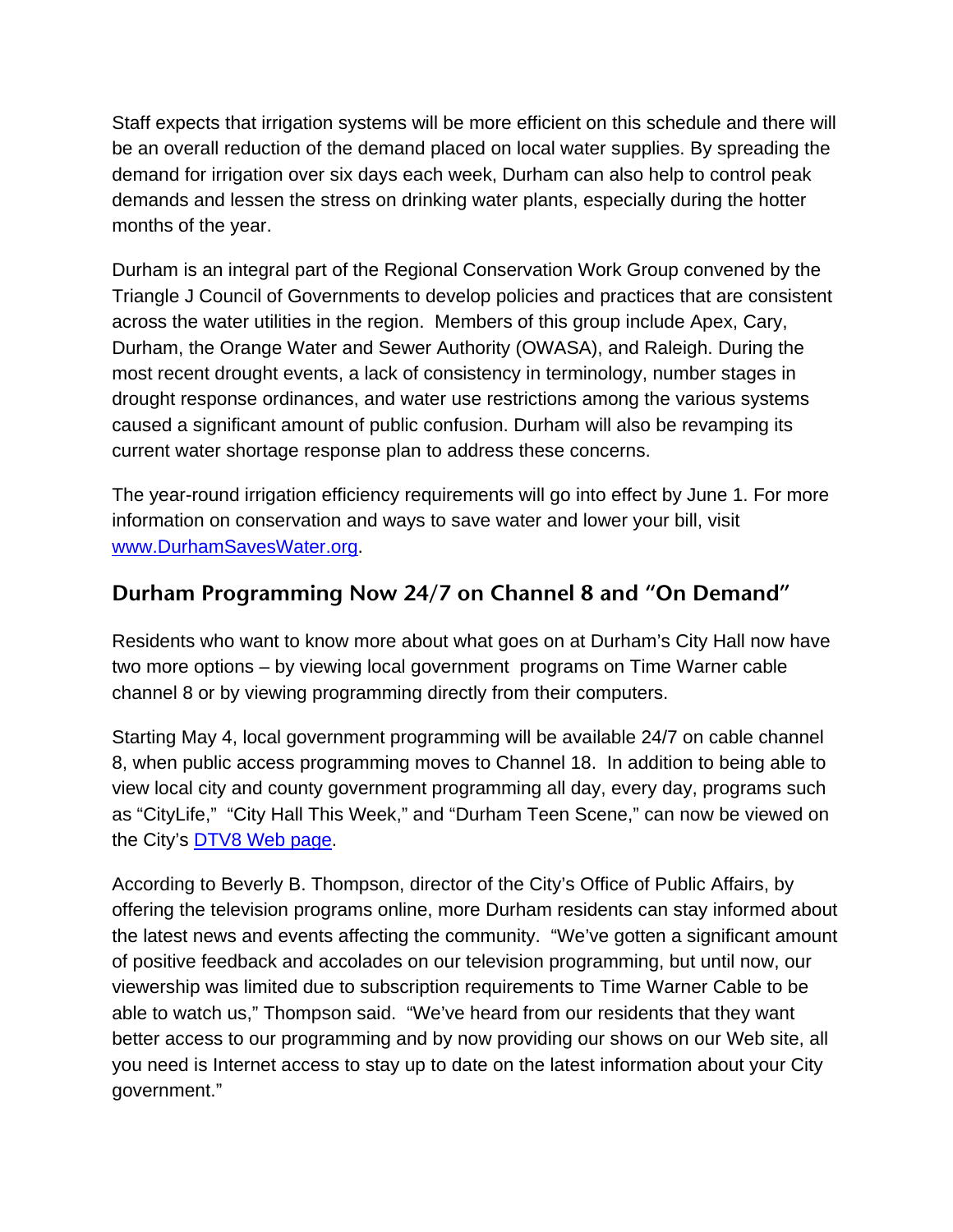Staff expects that irrigation systems will be more efficient on this schedule and there will be an overall reduction of the demand placed on local water supplies. By spreading the demand for irrigation over six days each week, Durham can also help to control peak demands and lessen the stress on drinking water plants, especially during the hotter months of the year.

Durham is an integral part of the Regional Conservation Work Group convened by the Triangle J Council of Governments to develop policies and practices that are consistent across the water utilities in the region. Members of this group include Apex, Cary, Durham, the Orange Water and Sewer Authority (OWASA), and Raleigh. During the most recent drought events, a lack of consistency in terminology, number stages in drought response ordinances, and water use restrictions among the various systems caused a significant amount of public confusion. Durham will also be revamping its current water shortage response plan to address these concerns.

The year-round irrigation efficiency requirements will go into effect by June 1. For more information on conservation and ways to save water and lower your bill, visit [www.DurhamSavesWater.org](http://www.DurhamSavesWater.org).

## Durham Programming Now 24/7 on Channel 8 and "On Demand"

Residents who want to know more about what goes on at Durham's City Hall now have two more options – by viewing local government programs on Time Warner cable channel 8 or by viewing programming directly from their computers.

Starting May 4, local government programming will be available 24/7 on cable channel 8, when public access programming moves to Channel 18. In addition to being able to view local city and county government programming all day, every day, programs such as "CityLife," "City Hall This Week," and "Durham Teen Scene," can now be viewed on the City's DTV8 Web page.

According to Beverly B. Thompson, director of the City's Office of Public Affairs, by offering the television programs online, more Durham residents can stay informed about the latest news and events affecting the community. "We've gotten a significant amount of positive feedback and accolades on our television programming, but until now, our viewership was limited due to subscription requirements to Time Warner Cable to be able to watch us," Thompson said. "We've heard from our residents that they want better access to our programming and by now providing our shows on our Web site, all you need is Internet access to stay up to date on the latest information about your City government."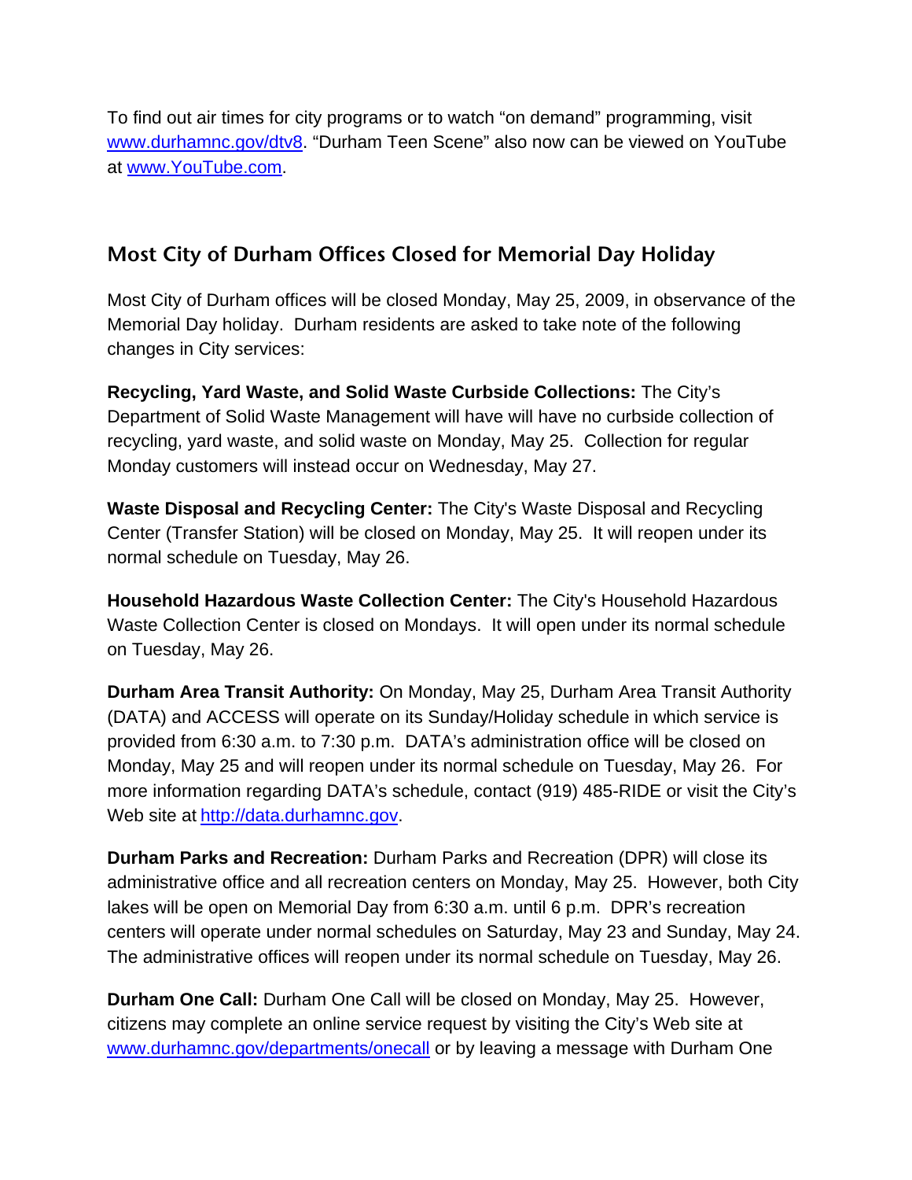To find out air times for city programs or to watch "on demand" programming, visit [www.durhamnc.gov/dtv8](www.durhamnc.gov/dtv8). "Durham Teen Scene" also now can be viewed on YouTube at [www.YouTube.com](www.YouTube.com).

## Most City of Durham Offices Closed for Memorial Day Holiday

Most City of Durham offices will be closed Monday, May 25, 2009, in observance of the Memorial Day holiday. Durham residents are asked to take note of the following changes in City services:

**Recycling, Yard Waste, and Solid Waste Curbside Collections:** The City's Department of Solid Waste Management will have will have no curbside collection of recycling, yard waste, and solid waste on Monday, May 25. Collection for regular Monday customers will instead occur on Wednesday, May 27.

**Waste Disposal and Recycling Center:** The City's Waste Disposal and Recycling Center (Transfer Station) will be closed on Monday, May 25. It will reopen under its normal schedule on Tuesday, May 26.

**Household Hazardous Waste Collection Center:** The City's Household Hazardous Waste Collection Center is closed on Mondays. It will open under its normal schedule on Tuesday, May 26.

**Durham Area Transit Authority:** On Monday, May 25, Durham Area Transit Authority (DATA) and ACCESS will operate on its Sunday/Holiday schedule in which service is provided from 6:30 a.m. to 7:30 p.m. DATA's administration office will be closed on Monday, May 25 and will reopen under its normal schedule on Tuesday, May 26. For more information regarding DATA's schedule, contact (919) 485-RIDE or visit the City's Web site at [http://data.durhamnc.gov](http://data.durhamnc.gov).

**Durham Parks and Recreation:** Durham Parks and Recreation (DPR) will close its administrative office and all recreation centers on Monday, May 25. However, both City lakes will be open on Memorial Day from 6:30 a.m. until 6 p.m. DPR's recreation centers will operate under normal schedules on Saturday, May 23 and Sunday, May 24. The administrative offices will reopen under its normal schedule on Tuesday, May 26.

**Durham One Call:** Durham One Call will be closed on Monday, May 25. However, citizens may complete an online service request by visiting the City's Web site at [www.durhamnc.gov/departments/onecall](www.durhamnc.gov/departments/onecall) or by leaving a message with Durham One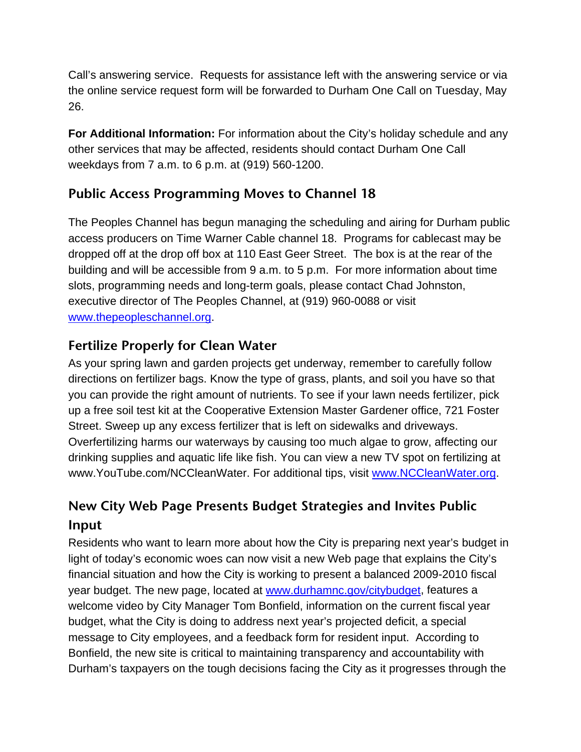Call's answering service. Requests for assistance left with the answering service or via the online service request form will be forwarded to Durham One Call on Tuesday, May 26.

**For Additional Information:** For information about the City's holiday schedule and any other services that may be affected, residents should contact Durham One Call weekdays from 7 a.m. to 6 p.m. at (919) 560-1200.

## Public Access Programming Moves to Channel 18

The Peoples Channel has begun managing the scheduling and airing for Durham public access producers on Time Warner Cable channel 18. Programs for cablecast may be dropped off at the drop off box at 110 East Geer Street. The box is at the rear of the building and will be accessible from 9 a.m. to 5 p.m. For more information about time slots, programming needs and long-term goals, please contact Chad Johnston, executive director of The Peoples Channel, at (919) 960-0088 or visit www.thepeopleschannel.org.

## Fertilize Properly for Clean Water

As your spring lawn and garden projects get underway, remember to carefully follow directions on fertilizer bags. Know the type of grass, plants, and soil you have so that you can provide the right amount of nutrients. To see if your lawn needs fertilizer, pick up a free soil test kit at the Cooperative Extension Master Gardener office, 721 Foster Street. Sweep up any excess fertilizer that is left on sidewalks and driveways. Overfertilizing harms our waterways by causing too much algae to grow, affecting our drinking supplies and aquatic life like fish. You can view a new TV spot on fertilizing at www.YouTube.com/NCCleanWater. For additional tips, visit www.NCCleanWater.org.

## New City Web Page Presents Budget Strategies and Invites Public Input

Residents who want to learn more about how the City is preparing next year's budget in light of today's economic woes can now visit a new Web page that explains the City's financial situation and how the City is working to present a balanced 2009-2010 fiscal year budget. The new page, located at www.durhamnc.gov/citybudget, features a welcome video by City Manager Tom Bonfield, information on the current fiscal year budget, what the City is doing to address next year's projected deficit, a special message to City employees, and a feedback form for resident input. According to Bonfield, the new site is critical to maintaining transparency and accountability with Durham's taxpayers on the tough decisions facing the City as it progresses through the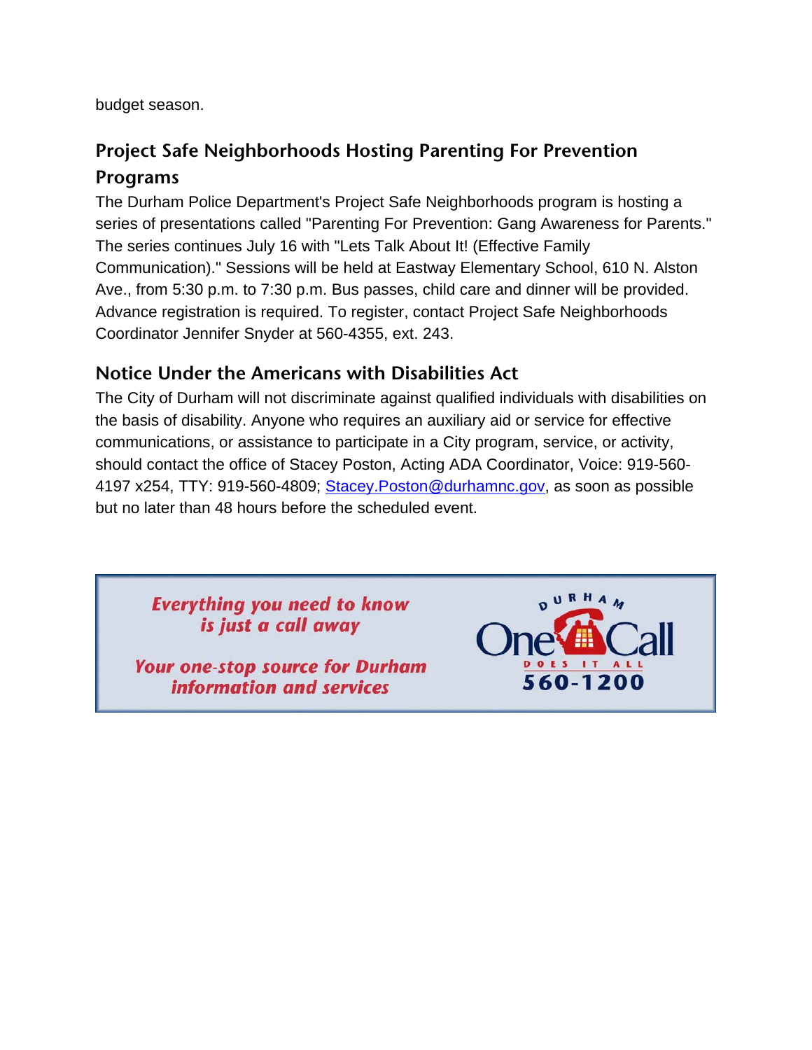budget season.

## Project Safe Neighborhoods Hosting Parenting For Prevention Programs

The Durham Police Department's Project Safe Neighborhoods program is hosting a series of presentations called "Parenting For Prevention: Gang Awareness for Parents." The series continues July 16 with "Lets Talk About It! (Effective Family Communication)." Sessions will be held at Eastway Elementary School, 610 N. Alston Ave., from 5:30 p.m. to 7:30 p.m. Bus passes, child care and dinner will be provided. Advance registration is required. To register, contact Project Safe Neighborhoods Coordinator Jennifer Snyder at 560-4355, ext. 243.

## Notice Under the Americans with Disabilities Act

The City of Durham will not discriminate against qualified individuals with disabilities on the basis of disability. Anyone who requires an auxiliary aid or service for effective communications, or assistance to participate in a City program, service, or activity, should contact the office of Stacey Poston, Acting ADA Coordinator, Voice: 919-560-4197 x254, TTY: 919-560-4809; Stacey.Poston@durhamnc.gov, as soon as possible but no later than 48 hours before the scheduled event.

*Everything you need to know is just a call away*

*Your one-stop source for Durham information and services*

Durham One Call — Does It All — 560-1200